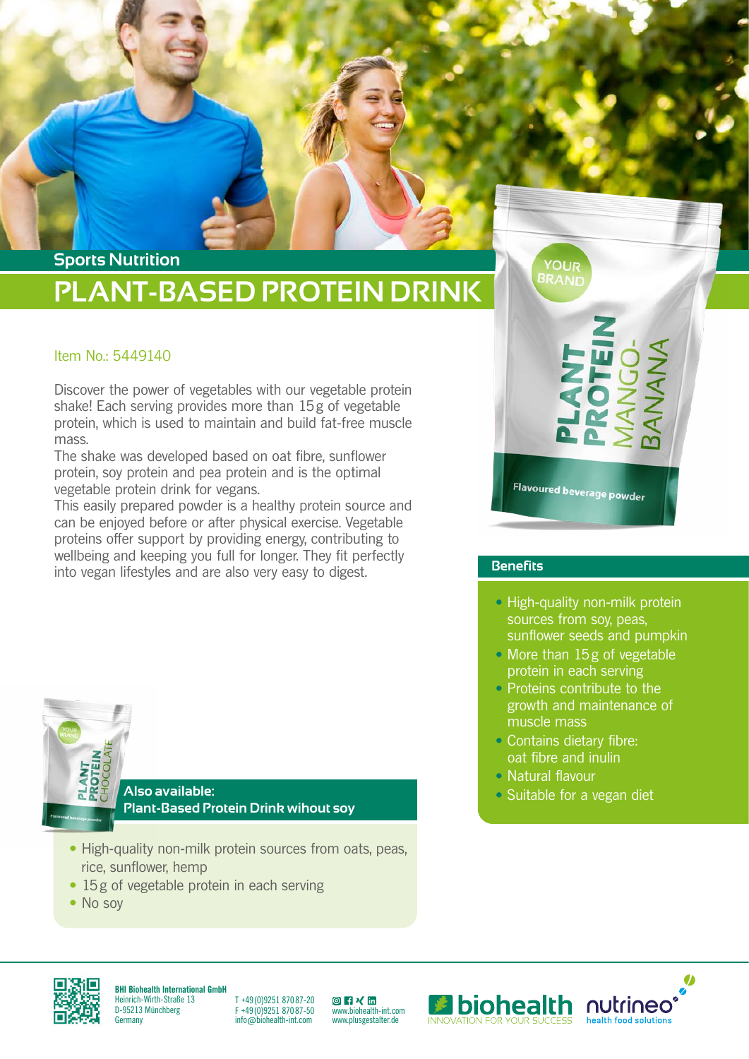Sports Nutrition

# PLANT-BASED PROTEIN DRINK

Item No.: 5449140

Discover the power of vegetables with our vegetable protein shake! Each serving provides more than 15 g of vegetable protein, which is used to maintain and build fat-free muscle mass.
The shake was developed based on oat fibre, sunflower protein, soy protein and pea protein and is the optimal vegetable protein drink for vegans.
This easily prepared powder is a healthy protein source and can be enjoyed before or after physical exercise. Vegetable proteins offer support by providing energy, contributing to wellbeing and keeping you full for longer. They fit perfectly into vegan lifestyles and are also very easy to digest.

## Benefits

- High-quality non-milk protein sources from soy, peas, sunflower seeds and pumpkin
- More than 15 g of vegetable protein in each serving
- Proteins contribute to the growth and maintenance of muscle mass
- Contains dietary fibre: oat fibre and inulin
- Natural flavour
- Suitable for a vegan diet

## Also available: Plant-Based Protein Drink wihout soy

- High-quality non-milk protein sources from oats, peas, rice, sunflower, hemp
- 15 g of vegetable protein in each serving
- No soy

**BHI Biohealth International GmbH**
Heinrich-Wirth-Straße 13
D-95213 Münchberg
Germany

T +49 (0)9251 87087-20
F +49 (0)9251 87087-50
info@biohealth-int.com

www.biohealth-int.com
www.plusgestalter.de

biohealth – INNOVATION FOR YOUR SUCCESS
nutrineo – health food solutions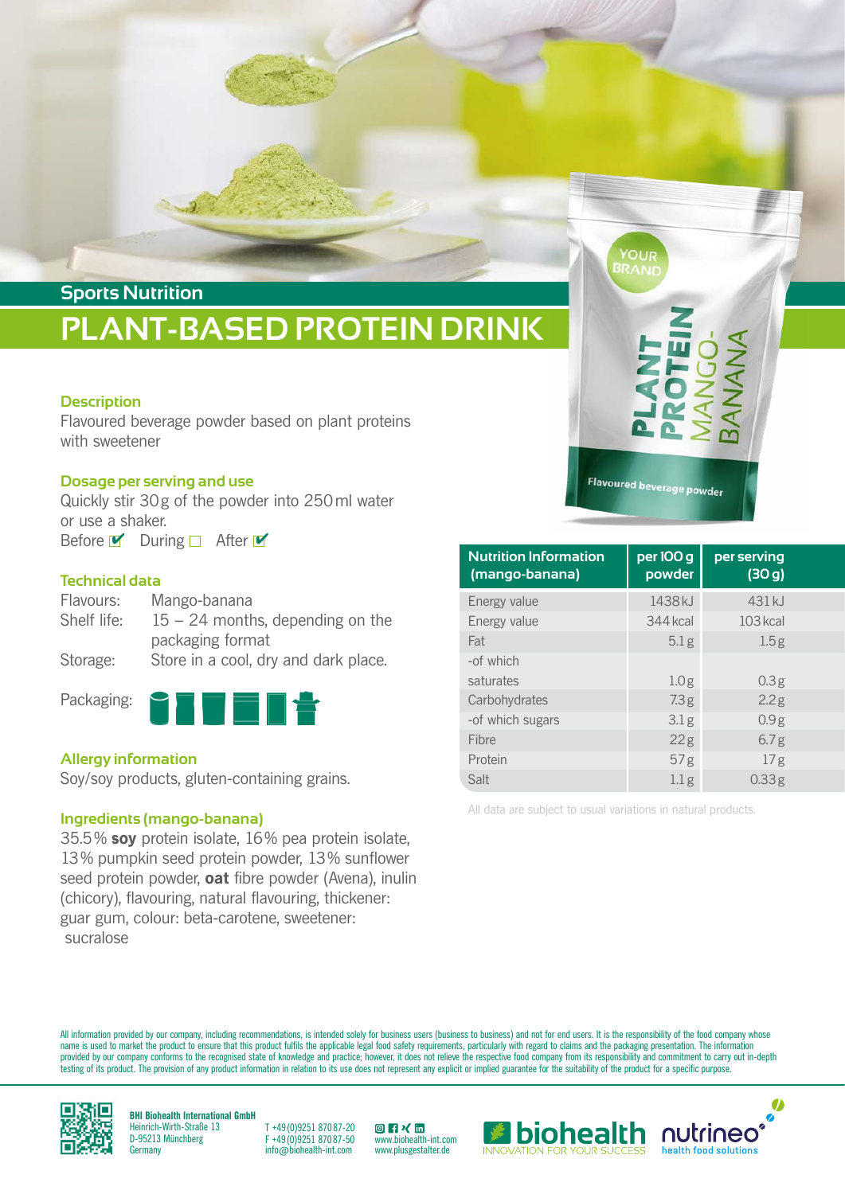Sports Nutrition

# PLANT-BASED PROTEIN DRINK

### Description

Flavoured beverage powder based on plant proteins with sweetener

### Dosage per serving and use

Quickly stir 30 g of the powder into 250 ml water or use a shaker.

Before ☑ During ☐ After ☑

### Technical data

Flavours: Mango-banana

Shelf life: 15 – 24 months, depending on the packaging format

Storage: Store in a cool, dry and dark place.

Packaging:

### Allergy information

Soy/soy products, gluten-containing grains.

### Ingredients (mango-banana)

35.5% **soy** protein isolate, 16% pea protein isolate, 13% pumpkin seed protein powder, 13% sunflower seed protein powder, **oat** fibre powder (Avena), inulin (chicory), flavouring, natural flavouring, thickener: guar gum, colour: beta-carotene, sweetener: sucralose

| Nutrition Information (mango-banana) | per 100 g powder | per serving (30 g) |
| --- | --- | --- |
| Energy value | 1438 kJ | 431 kJ |
| Energy value | 344 kcal | 103 kcal |
| Fat | 5.1 g | 1.5 g |
| -of which saturates | 1.0 g | 0.3 g |
| Carbohydrates | 7.3 g | 2.2 g |
| -of which sugars | 3.1 g | 0.9 g |
| Fibre | 22 g | 6.7 g |
| Protein | 57 g | 17 g |
| Salt | 1.1 g | 0.33 g |

All data are subject to usual variations in natural products.

All information provided by our company, including recommendations, is intended solely for business users (business to business) and not for end users. It is the responsibility of the food company whose name is used to market the product to ensure that this product fulfils the applicable legal food safety requirements, particularly with regard to claims and the packaging presentation. The information provided by our company conforms to the recognised state of knowledge and practice; however, it does not relieve the respective food company from its responsibility and commitment to carry out in-depth testing of its product. The provision of any product information in relation to its use does not represent any explicit or implied guarantee for the suitability of the product for a specific purpose.

**BHI Biohealth International GmbH**
Heinrich-Wirth-Straße 13
D-95213 Münchberg
Germany

T +49 (0)9251 870 87-20
F +49 (0)9251 870 87-50
info@biohealth-int.com

www.biohealth-int.com
www.plusgestalter.de

biohealth INNOVATION FOR YOUR SUCCESS

nutrineo health food solutions